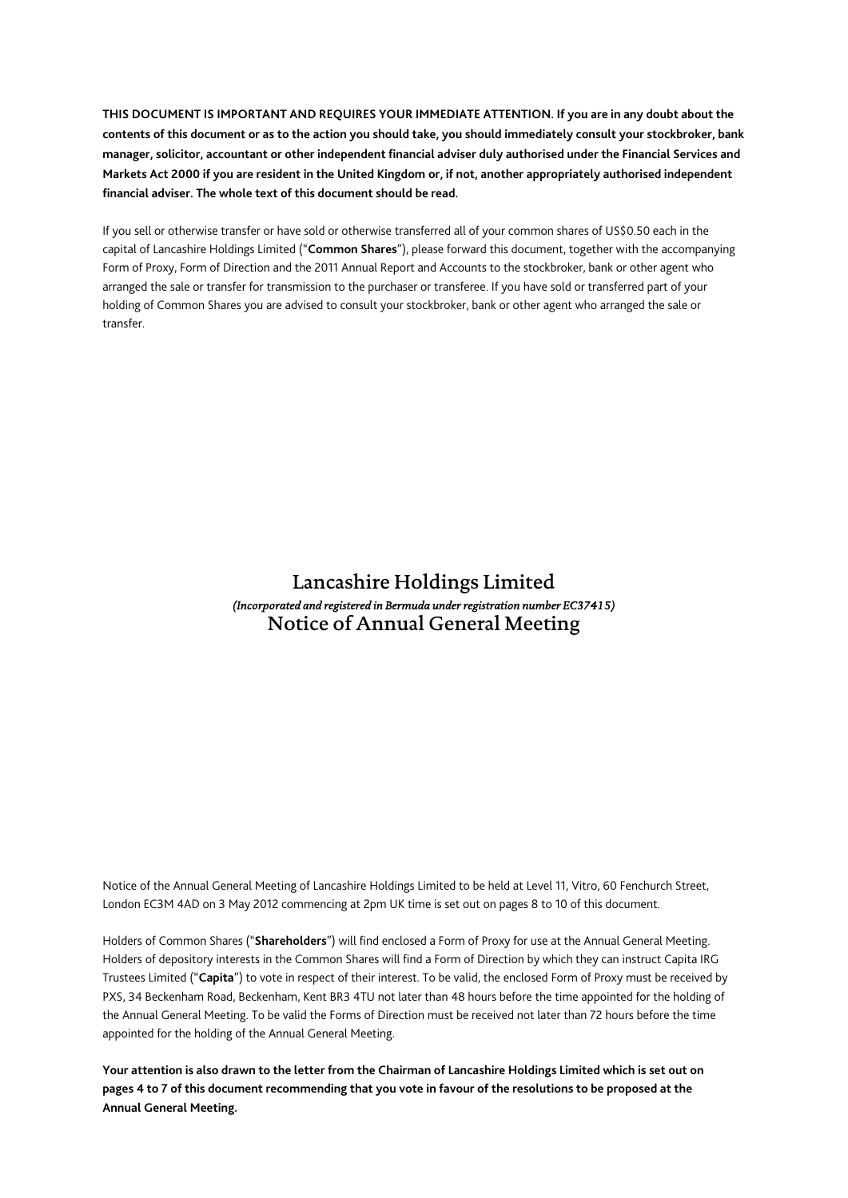**THIS DOCUMENT IS IMPORTANT AND REQUIRES YOUR IMMEDIATE ATTENTION. If you are in any doubt about the contents of this document or as to the action you should take, you should immediately consult your stockbroker, bank manager, solicitor, accountant or other independent financial adviser duly authorised under the Financial Services and Markets Act 2000 if you are resident in the United Kingdom or, if not, another appropriately authorised independent financial adviser. The whole text of this document should be read.**

If you sell or otherwise transfer or have sold or otherwise transferred all of your common shares of US$0.50 each in the capital of Lancashire Holdings Limited ("**Common Shares**"), please forward this document, together with the accompanying Form of Proxy, Form of Direction and the 2011 Annual Report and Accounts to the stockbroker, bank or other agent who arranged the sale or transfer for transmission to the purchaser or transferee. If you have sold or transferred part of your holding of Common Shares you are advised to consult your stockbroker, bank or other agent who arranged the sale or transfer.

# Lancashire Holdings Limited

*(Incorporated and registered in Bermuda under registration number EC37415)*

## Notice of Annual General Meeting

Notice of the Annual General Meeting of Lancashire Holdings Limited to be held at Level 11, Vitro, 60 Fenchurch Street, London EC3M 4AD on 3 May 2012 commencing at 2pm UK time is set out on pages 8 to 10 of this document.

Holders of Common Shares ("**Shareholders**") will find enclosed a Form of Proxy for use at the Annual General Meeting. Holders of depository interests in the Common Shares will find a Form of Direction by which they can instruct Capita IRG Trustees Limited ("**Capita**") to vote in respect of their interest. To be valid, the enclosed Form of Proxy must be received by PXS, 34 Beckenham Road, Beckenham, Kent BR3 4TU not later than 48 hours before the time appointed for the holding of the Annual General Meeting. To be valid the Forms of Direction must be received not later than 72 hours before the time appointed for the holding of the Annual General Meeting.

**Your attention is also drawn to the letter from the Chairman of Lancashire Holdings Limited which is set out on pages 4 to 7 of this document recommending that you vote in favour of the resolutions to be proposed at the Annual General Meeting.**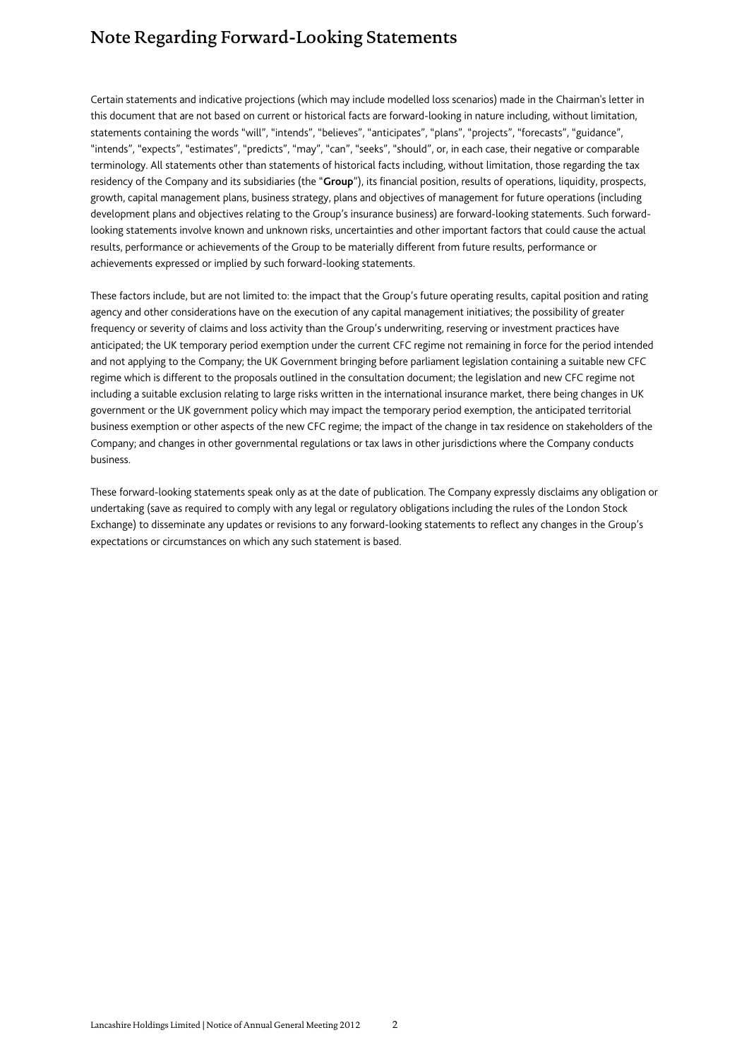# Note Regarding Forward-Looking Statements

Certain statements and indicative projections (which may include modelled loss scenarios) made in the Chairman's letter in this document that are not based on current or historical facts are forward-looking in nature including, without limitation, statements containing the words "will", "intends", "believes", "anticipates", "plans", "projects", "forecasts", "guidance", "intends", "expects", "estimates", "predicts", "may", "can", "seeks", "should", or, in each case, their negative or comparable terminology. All statements other than statements of historical facts including, without limitation, those regarding the tax residency of the Company and its subsidiaries (the "**Group**"), its financial position, results of operations, liquidity, prospects, growth, capital management plans, business strategy, plans and objectives of management for future operations (including development plans and objectives relating to the Group's insurance business) are forward-looking statements. Such forward-looking statements involve known and unknown risks, uncertainties and other important factors that could cause the actual results, performance or achievements of the Group to be materially different from future results, performance or achievements expressed or implied by such forward-looking statements.

These factors include, but are not limited to: the impact that the Group's future operating results, capital position and rating agency and other considerations have on the execution of any capital management initiatives; the possibility of greater frequency or severity of claims and loss activity than the Group's underwriting, reserving or investment practices have anticipated; the UK temporary period exemption under the current CFC regime not remaining in force for the period intended and not applying to the Company; the UK Government bringing before parliament legislation containing a suitable new CFC regime which is different to the proposals outlined in the consultation document; the legislation and new CFC regime not including a suitable exclusion relating to large risks written in the international insurance market, there being changes in UK government or the UK government policy which may impact the temporary period exemption, the anticipated territorial business exemption or other aspects of the new CFC regime; the impact of the change in tax residence on stakeholders of the Company; and changes in other governmental regulations or tax laws in other jurisdictions where the Company conducts business.

These forward-looking statements speak only as at the date of publication. The Company expressly disclaims any obligation or undertaking (save as required to comply with any legal or regulatory obligations including the rules of the London Stock Exchange) to disseminate any updates or revisions to any forward-looking statements to reflect any changes in the Group's expectations or circumstances on which any such statement is based.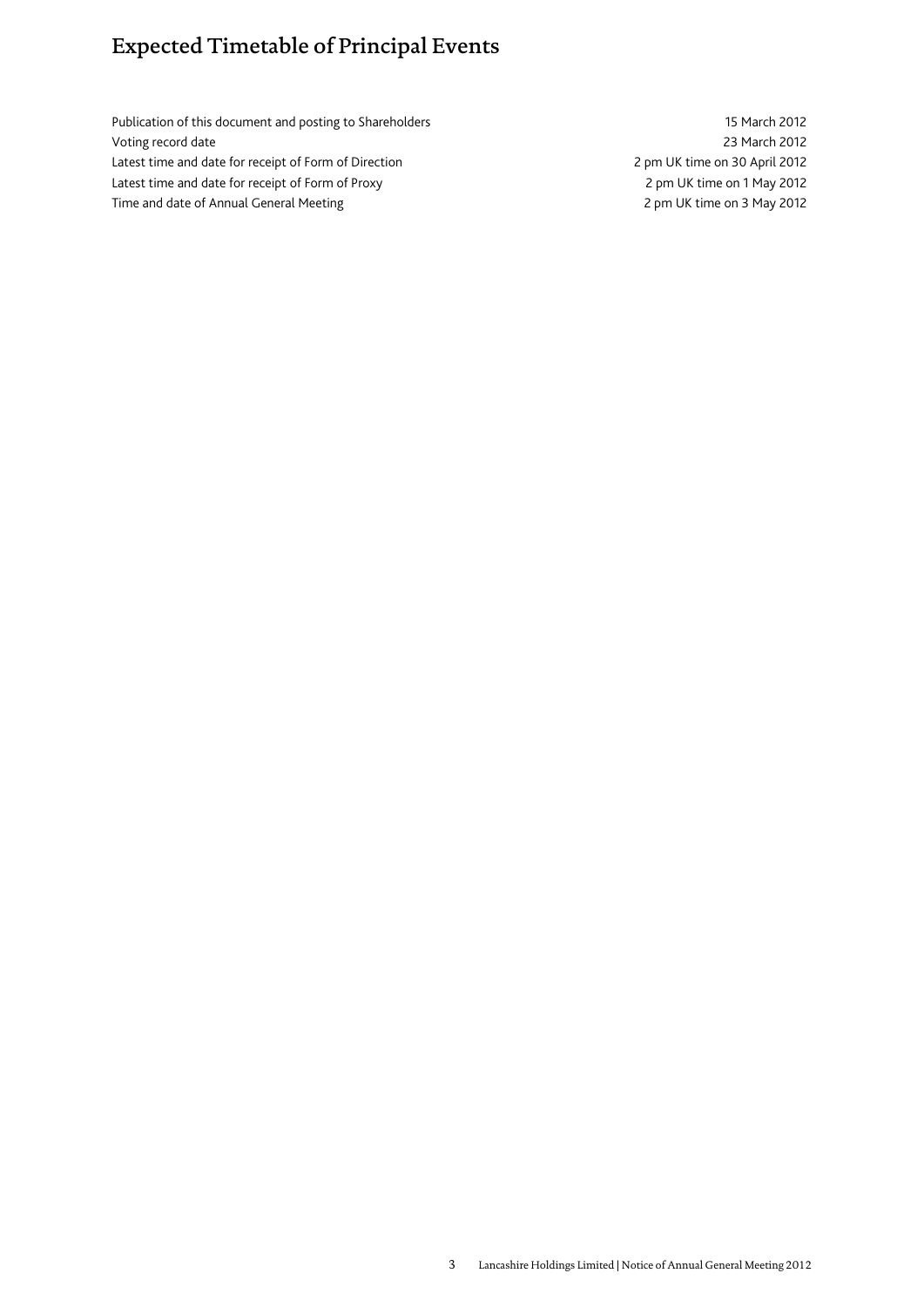# Expected Timetable of Principal Events

| | |
|---|---|
| Publication of this document and posting to Shareholders | 15 March 2012 |
| Voting record date | 23 March 2012 |
| Latest time and date for receipt of Form of Direction | 2 pm UK time on 30 April 2012 |
| Latest time and date for receipt of Form of Proxy | 2 pm UK time on 1 May 2012 |
| Time and date of Annual General Meeting | 2 pm UK time on 3 May 2012 |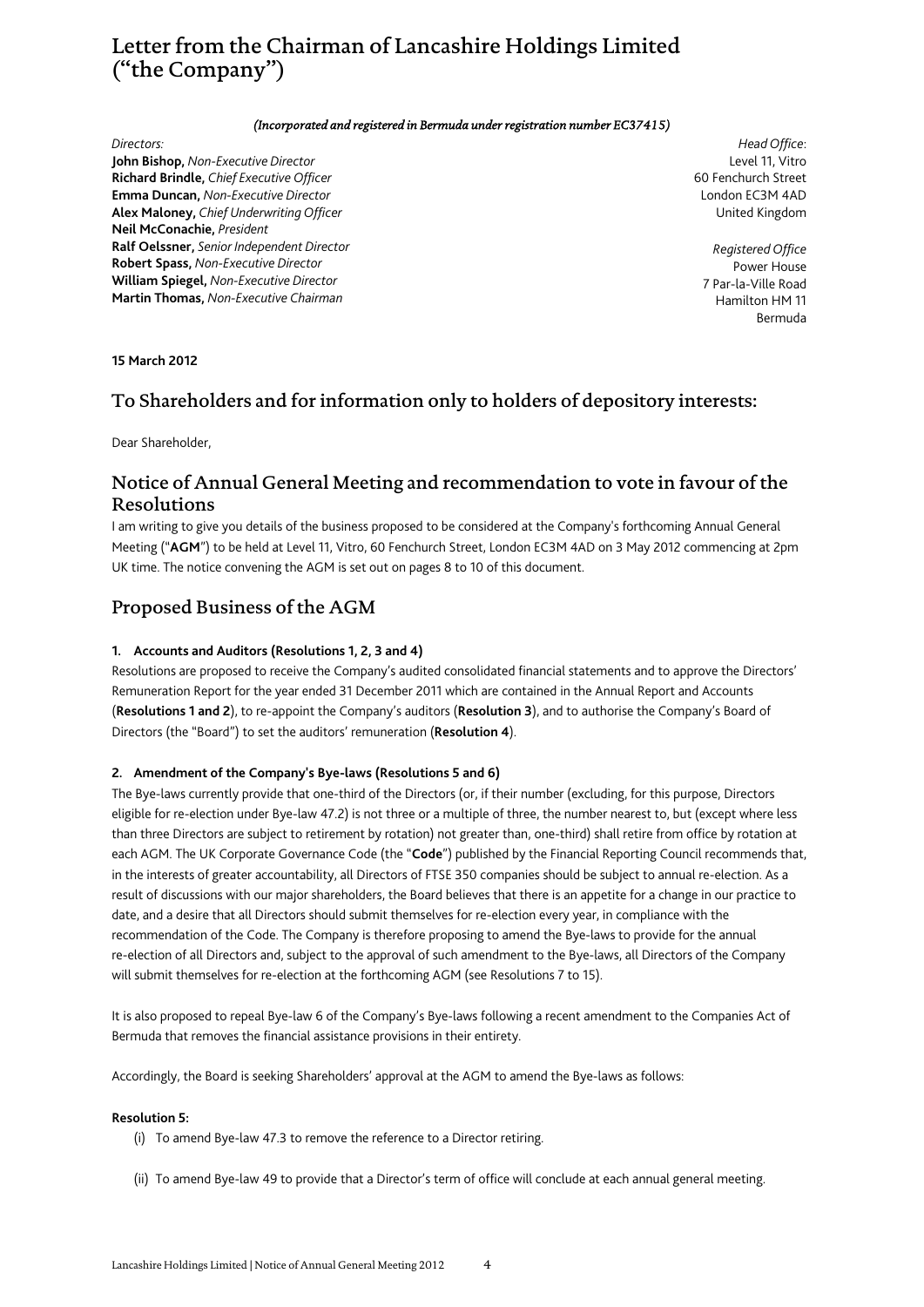# Letter from the Chairman of Lancashire Holdings Limited ("the Company")

*(Incorporated and registered in Bermuda under registration number EC37415)*

*Directors:*
**John Bishop,** *Non-Executive Director*
**Richard Brindle,** *Chief Executive Officer*
**Emma Duncan,** *Non-Executive Director*
**Alex Maloney,** *Chief Underwriting Officer*
**Neil McConachie,** *President*
**Ralf Oelssner,** *Senior Independent Director*
**Robert Spass,** *Non-Executive Director*
**William Spiegel,** *Non-Executive Director*
**Martin Thomas,** *Non-Executive Chairman*

*Head Office*:
Level 11, Vitro
60 Fenchurch Street
London EC3M 4AD
United Kingdom

*Registered Office*
Power House
7 Par-la-Ville Road
Hamilton HM 11
Bermuda

**15 March 2012**

## To Shareholders and for information only to holders of depository interests:

Dear Shareholder,

## Notice of Annual General Meeting and recommendation to vote in favour of the Resolutions

I am writing to give you details of the business proposed to be considered at the Company's forthcoming Annual General Meeting ("**AGM**") to be held at Level 11, Vitro, 60 Fenchurch Street, London EC3M 4AD on 3 May 2012 commencing at 2pm UK time. The notice convening the AGM is set out on pages 8 to 10 of this document.

## Proposed Business of the AGM

### 1. Accounts and Auditors (Resolutions 1, 2, 3 and 4)

Resolutions are proposed to receive the Company's audited consolidated financial statements and to approve the Directors' Remuneration Report for the year ended 31 December 2011 which are contained in the Annual Report and Accounts (**Resolutions 1 and 2**), to re-appoint the Company's auditors (**Resolution 3**), and to authorise the Company's Board of Directors (the "Board") to set the auditors' remuneration (**Resolution 4**).

### 2. Amendment of the Company's Bye-laws (Resolutions 5 and 6)

The Bye-laws currently provide that one-third of the Directors (or, if their number (excluding, for this purpose, Directors eligible for re-election under Bye-law 47.2) is not three or a multiple of three, the number nearest to, but (except where less than three Directors are subject to retirement by rotation) not greater than, one-third) shall retire from office by rotation at each AGM. The UK Corporate Governance Code (the "**Code**") published by the Financial Reporting Council recommends that, in the interests of greater accountability, all Directors of FTSE 350 companies should be subject to annual re-election. As a result of discussions with our major shareholders, the Board believes that there is an appetite for a change in our practice to date, and a desire that all Directors should submit themselves for re-election every year, in compliance with the recommendation of the Code. The Company is therefore proposing to amend the Bye-laws to provide for the annual re-election of all Directors and, subject to the approval of such amendment to the Bye-laws, all Directors of the Company will submit themselves for re-election at the forthcoming AGM (see Resolutions 7 to 15).

It is also proposed to repeal Bye-law 6 of the Company's Bye-laws following a recent amendment to the Companies Act of Bermuda that removes the financial assistance provisions in their entirety.

Accordingly, the Board is seeking Shareholders' approval at the AGM to amend the Bye-laws as follows:

**Resolution 5:**

(i) To amend Bye-law 47.3 to remove the reference to a Director retiring.

(ii) To amend Bye-law 49 to provide that a Director's term of office will conclude at each annual general meeting.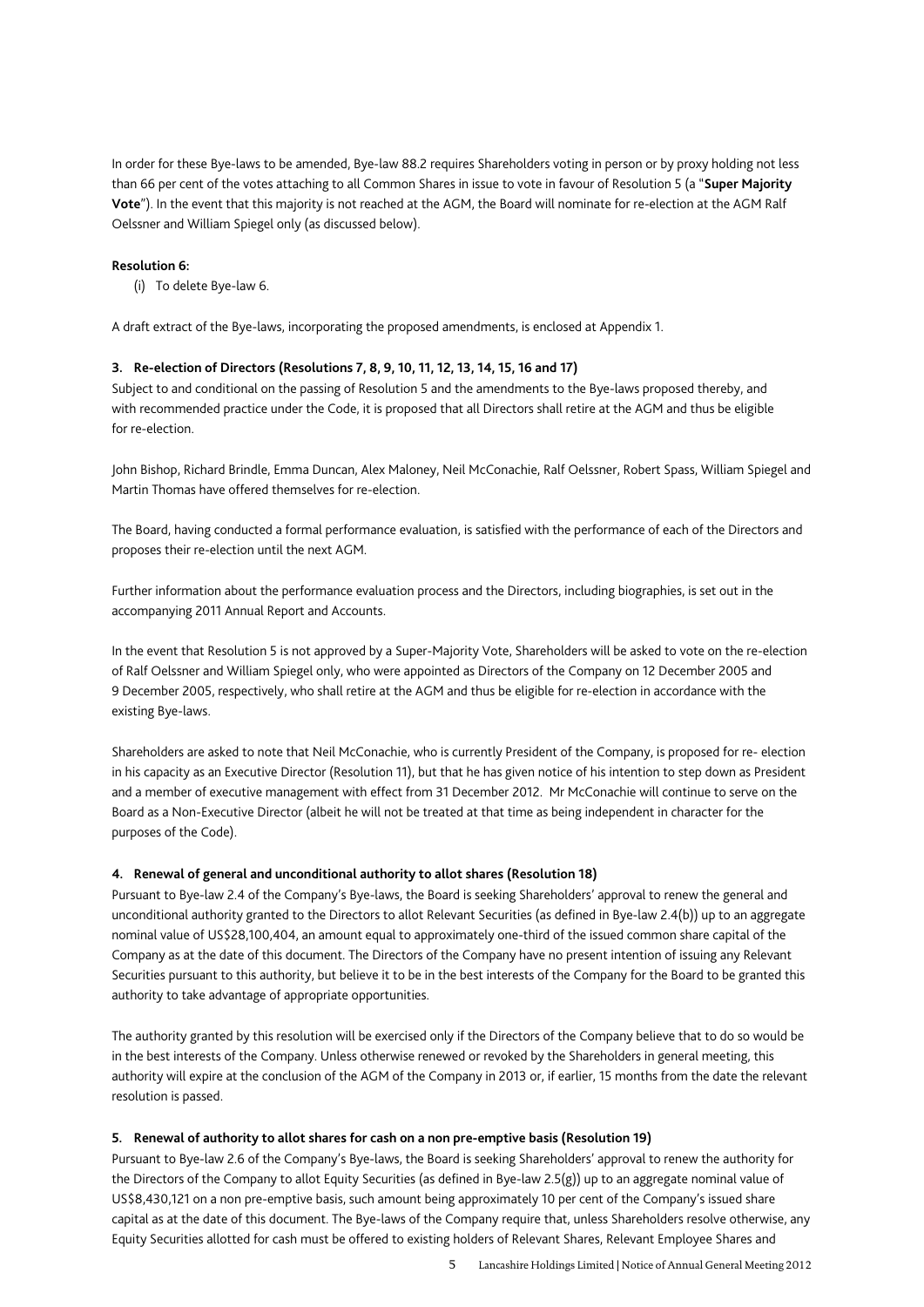In order for these Bye-laws to be amended, Bye-law 88.2 requires Shareholders voting in person or by proxy holding not less than 66 per cent of the votes attaching to all Common Shares in issue to vote in favour of Resolution 5 (a "**Super Majority Vote**"). In the event that this majority is not reached at the AGM, the Board will nominate for re-election at the AGM Ralf Oelssner and William Spiegel only (as discussed below).

**Resolution 6:**

(i) To delete Bye-law 6.

A draft extract of the Bye-laws, incorporating the proposed amendments, is enclosed at Appendix 1.

### 3. Re-election of Directors (Resolutions 7, 8, 9, 10, 11, 12, 13, 14, 15, 16 and 17)

Subject to and conditional on the passing of Resolution 5 and the amendments to the Bye-laws proposed thereby, and with recommended practice under the Code, it is proposed that all Directors shall retire at the AGM and thus be eligible for re-election.

John Bishop, Richard Brindle, Emma Duncan, Alex Maloney, Neil McConachie, Ralf Oelssner, Robert Spass, William Spiegel and Martin Thomas have offered themselves for re-election.

The Board, having conducted a formal performance evaluation, is satisfied with the performance of each of the Directors and proposes their re-election until the next AGM.

Further information about the performance evaluation process and the Directors, including biographies, is set out in the accompanying 2011 Annual Report and Accounts.

In the event that Resolution 5 is not approved by a Super-Majority Vote, Shareholders will be asked to vote on the re-election of Ralf Oelssner and William Spiegel only, who were appointed as Directors of the Company on 12 December 2005 and 9 December 2005, respectively, who shall retire at the AGM and thus be eligible for re-election in accordance with the existing Bye-laws.

Shareholders are asked to note that Neil McConachie, who is currently President of the Company, is proposed for re- election in his capacity as an Executive Director (Resolution 11), but that he has given notice of his intention to step down as President and a member of executive management with effect from 31 December 2012. Mr McConachie will continue to serve on the Board as a Non-Executive Director (albeit he will not be treated at that time as being independent in character for the purposes of the Code).

### 4. Renewal of general and unconditional authority to allot shares (Resolution 18)

Pursuant to Bye-law 2.4 of the Company's Bye-laws, the Board is seeking Shareholders' approval to renew the general and unconditional authority granted to the Directors to allot Relevant Securities (as defined in Bye-law 2.4(b)) up to an aggregate nominal value of US$28,100,404, an amount equal to approximately one-third of the issued common share capital of the Company as at the date of this document. The Directors of the Company have no present intention of issuing any Relevant Securities pursuant to this authority, but believe it to be in the best interests of the Company for the Board to be granted this authority to take advantage of appropriate opportunities.

The authority granted by this resolution will be exercised only if the Directors of the Company believe that to do so would be in the best interests of the Company. Unless otherwise renewed or revoked by the Shareholders in general meeting, this authority will expire at the conclusion of the AGM of the Company in 2013 or, if earlier, 15 months from the date the relevant resolution is passed.

### 5. Renewal of authority to allot shares for cash on a non pre-emptive basis (Resolution 19)

Pursuant to Bye-law 2.6 of the Company's Bye-laws, the Board is seeking Shareholders' approval to renew the authority for the Directors of the Company to allot Equity Securities (as defined in Bye-law 2.5(g)) up to an aggregate nominal value of US$8,430,121 on a non pre-emptive basis, such amount being approximately 10 per cent of the Company's issued share capital as at the date of this document. The Bye-laws of the Company require that, unless Shareholders resolve otherwise, any Equity Securities allotted for cash must be offered to existing holders of Relevant Shares, Relevant Employee Shares and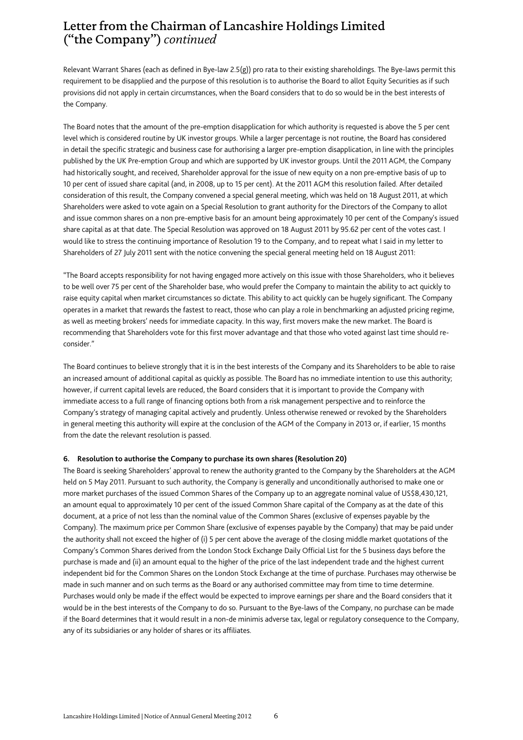# Letter from the Chairman of Lancashire Holdings Limited ("the Company") *continued*

Relevant Warrant Shares (each as defined in Bye-law 2.5(g)) pro rata to their existing shareholdings. The Bye-laws permit this requirement to be disapplied and the purpose of this resolution is to authorise the Board to allot Equity Securities as if such provisions did not apply in certain circumstances, when the Board considers that to do so would be in the best interests of the Company.

The Board notes that the amount of the pre-emption disapplication for which authority is requested is above the 5 per cent level which is considered routine by UK investor groups. While a larger percentage is not routine, the Board has considered in detail the specific strategic and business case for authorising a larger pre-emption disapplication, in line with the principles published by the UK Pre-emption Group and which are supported by UK investor groups. Until the 2011 AGM, the Company had historically sought, and received, Shareholder approval for the issue of new equity on a non pre-emptive basis of up to 10 per cent of issued share capital (and, in 2008, up to 15 per cent). At the 2011 AGM this resolution failed. After detailed consideration of this result, the Company convened a special general meeting, which was held on 18 August 2011, at which Shareholders were asked to vote again on a Special Resolution to grant authority for the Directors of the Company to allot and issue common shares on a non pre-emptive basis for an amount being approximately 10 per cent of the Company's issued share capital as at that date. The Special Resolution was approved on 18 August 2011 by 95.62 per cent of the votes cast. I would like to stress the continuing importance of Resolution 19 to the Company, and to repeat what I said in my letter to Shareholders of 27 July 2011 sent with the notice convening the special general meeting held on 18 August 2011:

"The Board accepts responsibility for not having engaged more actively on this issue with those Shareholders, who it believes to be well over 75 per cent of the Shareholder base, who would prefer the Company to maintain the ability to act quickly to raise equity capital when market circumstances so dictate. This ability to act quickly can be hugely significant. The Company operates in a market that rewards the fastest to react, those who can play a role in benchmarking an adjusted pricing regime, as well as meeting brokers' needs for immediate capacity. In this way, first movers make the new market. The Board is recommending that Shareholders vote for this first mover advantage and that those who voted against last time should re-consider."

The Board continues to believe strongly that it is in the best interests of the Company and its Shareholders to be able to raise an increased amount of additional capital as quickly as possible. The Board has no immediate intention to use this authority; however, if current capital levels are reduced, the Board considers that it is important to provide the Company with immediate access to a full range of financing options both from a risk management perspective and to reinforce the Company's strategy of managing capital actively and prudently. Unless otherwise renewed or revoked by the Shareholders in general meeting this authority will expire at the conclusion of the AGM of the Company in 2013 or, if earlier, 15 months from the date the relevant resolution is passed.

**6. Resolution to authorise the Company to purchase its own shares (Resolution 20)**

The Board is seeking Shareholders' approval to renew the authority granted to the Company by the Shareholders at the AGM held on 5 May 2011. Pursuant to such authority, the Company is generally and unconditionally authorised to make one or more market purchases of the issued Common Shares of the Company up to an aggregate nominal value of US$8,430,121, an amount equal to approximately 10 per cent of the issued Common Share capital of the Company as at the date of this document, at a price of not less than the nominal value of the Common Shares (exclusive of expenses payable by the Company). The maximum price per Common Share (exclusive of expenses payable by the Company) that may be paid under the authority shall not exceed the higher of (i) 5 per cent above the average of the closing middle market quotations of the Company's Common Shares derived from the London Stock Exchange Daily Official List for the 5 business days before the purchase is made and (ii) an amount equal to the higher of the price of the last independent trade and the highest current independent bid for the Common Shares on the London Stock Exchange at the time of purchase. Purchases may otherwise be made in such manner and on such terms as the Board or any authorised committee may from time to time determine. Purchases would only be made if the effect would be expected to improve earnings per share and the Board considers that it would be in the best interests of the Company to do so. Pursuant to the Bye-laws of the Company, no purchase can be made if the Board determines that it would result in a non-de minimis adverse tax, legal or regulatory consequence to the Company, any of its subsidiaries or any holder of shares or its affiliates.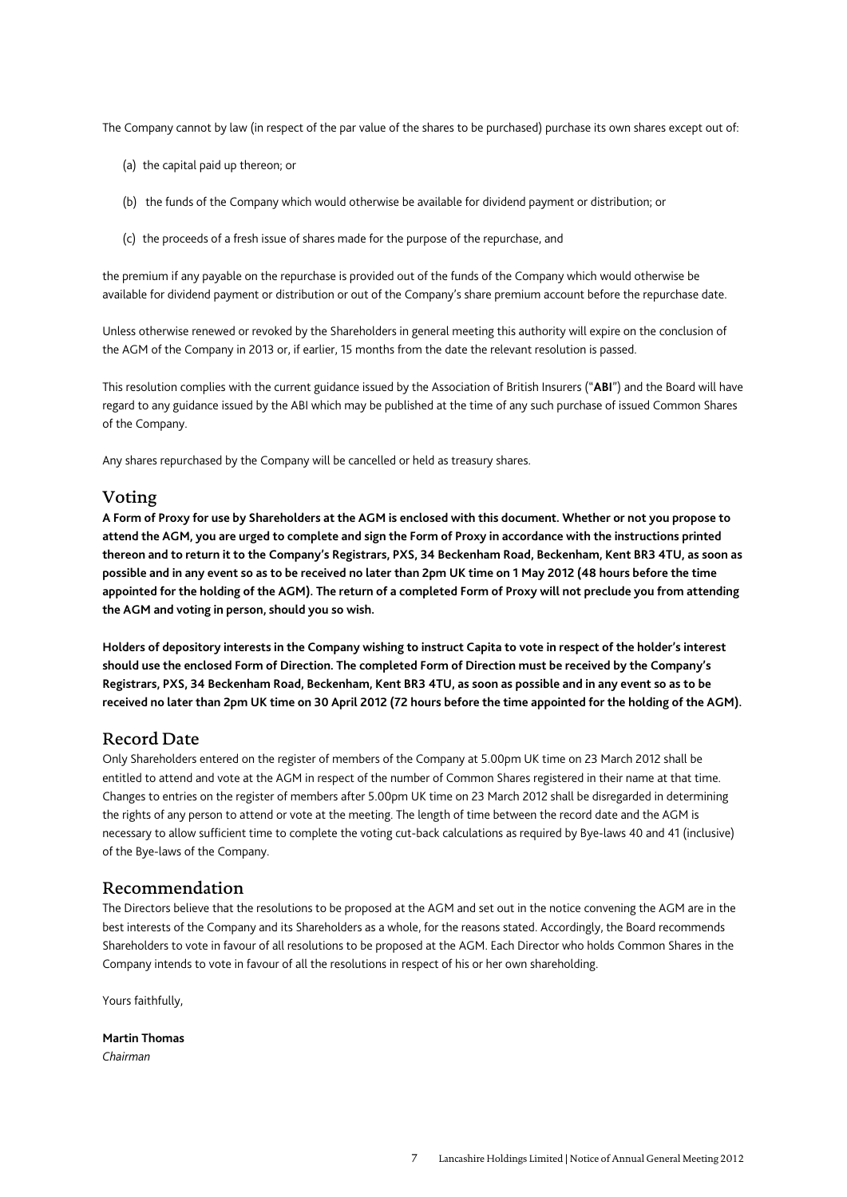The Company cannot by law (in respect of the par value of the shares to be purchased) purchase its own shares except out of:

(a) the capital paid up thereon; or

(b) the funds of the Company which would otherwise be available for dividend payment or distribution; or

(c) the proceeds of a fresh issue of shares made for the purpose of the repurchase, and

the premium if any payable on the repurchase is provided out of the funds of the Company which would otherwise be available for dividend payment or distribution or out of the Company's share premium account before the repurchase date.

Unless otherwise renewed or revoked by the Shareholders in general meeting this authority will expire on the conclusion of the AGM of the Company in 2013 or, if earlier, 15 months from the date the relevant resolution is passed.

This resolution complies with the current guidance issued by the Association of British Insurers ("**ABI**") and the Board will have regard to any guidance issued by the ABI which may be published at the time of any such purchase of issued Common Shares of the Company.

Any shares repurchased by the Company will be cancelled or held as treasury shares.

## Voting

**A Form of Proxy for use by Shareholders at the AGM is enclosed with this document. Whether or not you propose to attend the AGM, you are urged to complete and sign the Form of Proxy in accordance with the instructions printed thereon and to return it to the Company's Registrars, PXS, 34 Beckenham Road, Beckenham, Kent BR3 4TU, as soon as possible and in any event so as to be received no later than 2pm UK time on 1 May 2012 (48 hours before the time appointed for the holding of the AGM). The return of a completed Form of Proxy will not preclude you from attending the AGM and voting in person, should you so wish.**

**Holders of depository interests in the Company wishing to instruct Capita to vote in respect of the holder's interest should use the enclosed Form of Direction. The completed Form of Direction must be received by the Company's Registrars, PXS, 34 Beckenham Road, Beckenham, Kent BR3 4TU, as soon as possible and in any event so as to be received no later than 2pm UK time on 30 April 2012 (72 hours before the time appointed for the holding of the AGM).**

## Record Date

Only Shareholders entered on the register of members of the Company at 5.00pm UK time on 23 March 2012 shall be entitled to attend and vote at the AGM in respect of the number of Common Shares registered in their name at that time. Changes to entries on the register of members after 5.00pm UK time on 23 March 2012 shall be disregarded in determining the rights of any person to attend or vote at the meeting. The length of time between the record date and the AGM is necessary to allow sufficient time to complete the voting cut-back calculations as required by Bye-laws 40 and 41 (inclusive) of the Bye-laws of the Company.

## Recommendation

The Directors believe that the resolutions to be proposed at the AGM and set out in the notice convening the AGM are in the best interests of the Company and its Shareholders as a whole, for the reasons stated. Accordingly, the Board recommends Shareholders to vote in favour of all resolutions to be proposed at the AGM. Each Director who holds Common Shares in the Company intends to vote in favour of all the resolutions in respect of his or her own shareholding.

Yours faithfully,

**Martin Thomas**
*Chairman*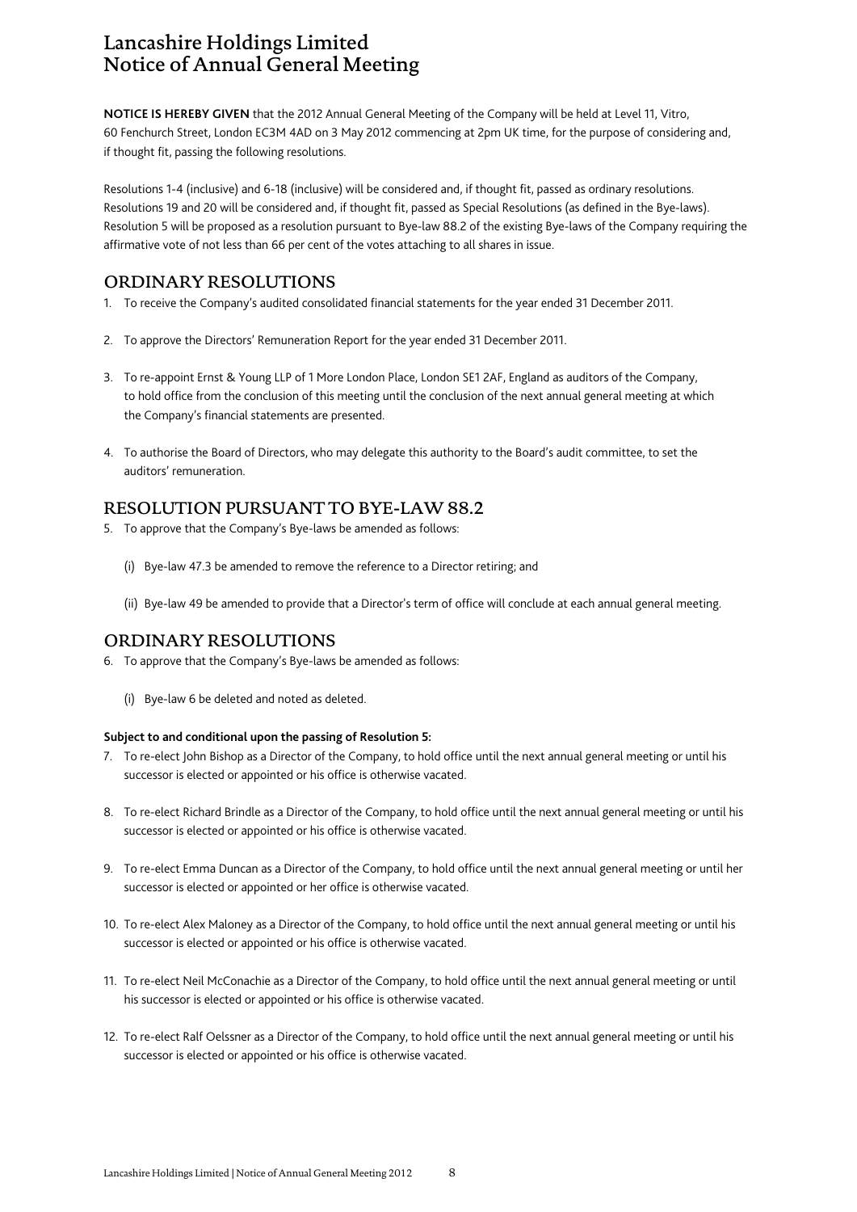# Lancashire Holdings Limited
# Notice of Annual General Meeting

**NOTICE IS HEREBY GIVEN** that the 2012 Annual General Meeting of the Company will be held at Level 11, Vitro, 60 Fenchurch Street, London EC3M 4AD on 3 May 2012 commencing at 2pm UK time, for the purpose of considering and, if thought fit, passing the following resolutions.

Resolutions 1-4 (inclusive) and 6-18 (inclusive) will be considered and, if thought fit, passed as ordinary resolutions. Resolutions 19 and 20 will be considered and, if thought fit, passed as Special Resolutions (as defined in the Bye-laws). Resolution 5 will be proposed as a resolution pursuant to Bye-law 88.2 of the existing Bye-laws of the Company requiring the affirmative vote of not less than 66 per cent of the votes attaching to all shares in issue.

## ORDINARY RESOLUTIONS

1. To receive the Company's audited consolidated financial statements for the year ended 31 December 2011.

2. To approve the Directors' Remuneration Report for the year ended 31 December 2011.

3. To re-appoint Ernst & Young LLP of 1 More London Place, London SE1 2AF, England as auditors of the Company, to hold office from the conclusion of this meeting until the conclusion of the next annual general meeting at which the Company's financial statements are presented.

4. To authorise the Board of Directors, who may delegate this authority to the Board's audit committee, to set the auditors' remuneration.

## RESOLUTION PURSUANT TO BYE-LAW 88.2

5. To approve that the Company's Bye-laws be amended as follows:

   (i) Bye-law 47.3 be amended to remove the reference to a Director retiring; and

   (ii) Bye-law 49 be amended to provide that a Director's term of office will conclude at each annual general meeting.

## ORDINARY RESOLUTIONS

6. To approve that the Company's Bye-laws be amended as follows:

   (i) Bye-law 6 be deleted and noted as deleted.

**Subject to and conditional upon the passing of Resolution 5:**

7. To re-elect John Bishop as a Director of the Company, to hold office until the next annual general meeting or until his successor is elected or appointed or his office is otherwise vacated.

8. To re-elect Richard Brindle as a Director of the Company, to hold office until the next annual general meeting or until his successor is elected or appointed or his office is otherwise vacated.

9. To re-elect Emma Duncan as a Director of the Company, to hold office until the next annual general meeting or until her successor is elected or appointed or her office is otherwise vacated.

10. To re-elect Alex Maloney as a Director of the Company, to hold office until the next annual general meeting or until his successor is elected or appointed or his office is otherwise vacated.

11. To re-elect Neil McConachie as a Director of the Company, to hold office until the next annual general meeting or until his successor is elected or appointed or his office is otherwise vacated.

12. To re-elect Ralf Oelssner as a Director of the Company, to hold office until the next annual general meeting or until his successor is elected or appointed or his office is otherwise vacated.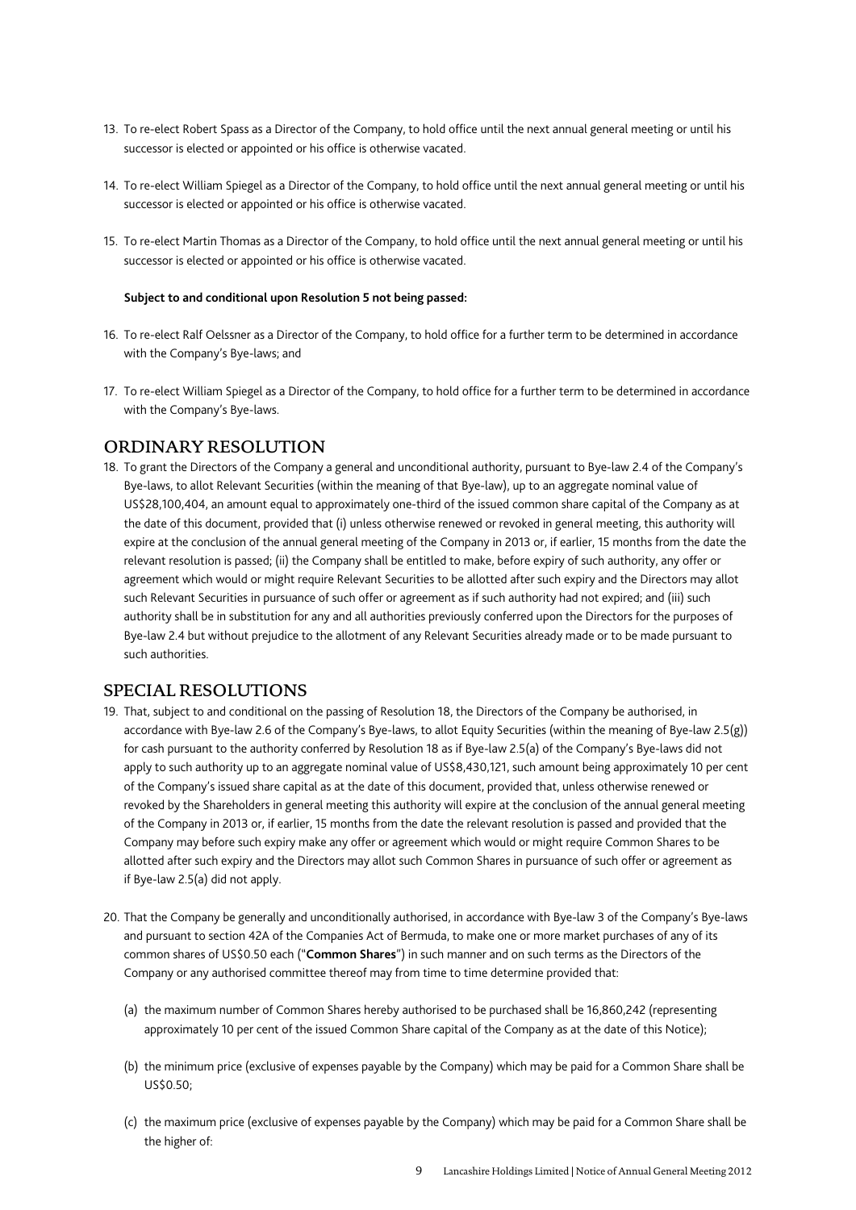13. To re-elect Robert Spass as a Director of the Company, to hold office until the next annual general meeting or until his successor is elected or appointed or his office is otherwise vacated.

14. To re-elect William Spiegel as a Director of the Company, to hold office until the next annual general meeting or until his successor is elected or appointed or his office is otherwise vacated.

15. To re-elect Martin Thomas as a Director of the Company, to hold office until the next annual general meeting or until his successor is elected or appointed or his office is otherwise vacated.

**Subject to and conditional upon Resolution 5 not being passed:**

16. To re-elect Ralf Oelssner as a Director of the Company, to hold office for a further term to be determined in accordance with the Company's Bye-laws; and

17. To re-elect William Spiegel as a Director of the Company, to hold office for a further term to be determined in accordance with the Company's Bye-laws.

## ORDINARY RESOLUTION

18. To grant the Directors of the Company a general and unconditional authority, pursuant to Bye-law 2.4 of the Company's Bye-laws, to allot Relevant Securities (within the meaning of that Bye-law), up to an aggregate nominal value of US$28,100,404, an amount equal to approximately one-third of the issued common share capital of the Company as at the date of this document, provided that (i) unless otherwise renewed or revoked in general meeting, this authority will expire at the conclusion of the annual general meeting of the Company in 2013 or, if earlier, 15 months from the date the relevant resolution is passed; (ii) the Company shall be entitled to make, before expiry of such authority, any offer or agreement which would or might require Relevant Securities to be allotted after such expiry and the Directors may allot such Relevant Securities in pursuance of such offer or agreement as if such authority had not expired; and (iii) such authority shall be in substitution for any and all authorities previously conferred upon the Directors for the purposes of Bye-law 2.4 but without prejudice to the allotment of any Relevant Securities already made or to be made pursuant to such authorities.

## SPECIAL RESOLUTIONS

19. That, subject to and conditional on the passing of Resolution 18, the Directors of the Company be authorised, in accordance with Bye-law 2.6 of the Company's Bye-laws, to allot Equity Securities (within the meaning of Bye-law 2.5(g)) for cash pursuant to the authority conferred by Resolution 18 as if Bye-law 2.5(a) of the Company's Bye-laws did not apply to such authority up to an aggregate nominal value of US$8,430,121, such amount being approximately 10 per cent of the Company's issued share capital as at the date of this document, provided that, unless otherwise renewed or revoked by the Shareholders in general meeting this authority will expire at the conclusion of the annual general meeting of the Company in 2013 or, if earlier, 15 months from the date the relevant resolution is passed and provided that the Company may before such expiry make any offer or agreement which would or might require Common Shares to be allotted after such expiry and the Directors may allot such Common Shares in pursuance of such offer or agreement as if Bye-law 2.5(a) did not apply.

20. That the Company be generally and unconditionally authorised, in accordance with Bye-law 3 of the Company's Bye-laws and pursuant to section 42A of the Companies Act of Bermuda, to make one or more market purchases of any of its common shares of US$0.50 each ("**Common Shares**") in such manner and on such terms as the Directors of the Company or any authorised committee thereof may from time to time determine provided that:

    (a) the maximum number of Common Shares hereby authorised to be purchased shall be 16,860,242 (representing approximately 10 per cent of the issued Common Share capital of the Company as at the date of this Notice);

    (b) the minimum price (exclusive of expenses payable by the Company) which may be paid for a Common Share shall be US$0.50;

    (c) the maximum price (exclusive of expenses payable by the Company) which may be paid for a Common Share shall be the higher of: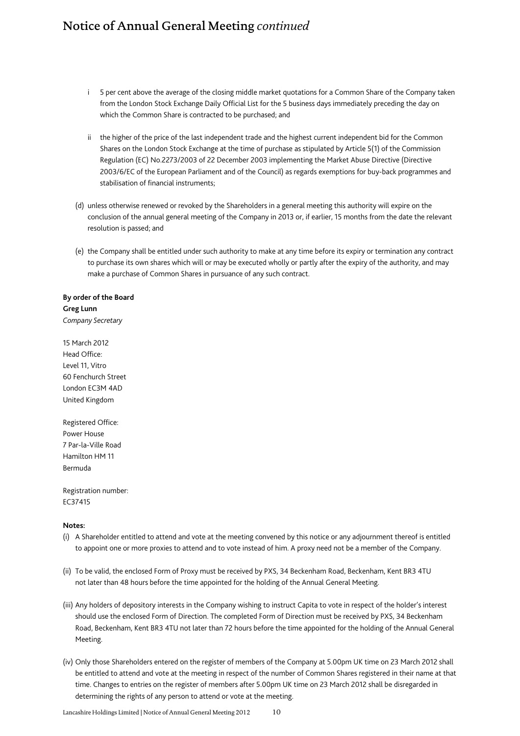# Notice of Annual General Meeting *continued*

- i 5 per cent above the average of the closing middle market quotations for a Common Share of the Company taken from the London Stock Exchange Daily Official List for the 5 business days immediately preceding the day on which the Common Share is contracted to be purchased; and
- ii the higher of the price of the last independent trade and the highest current independent bid for the Common Shares on the London Stock Exchange at the time of purchase as stipulated by Article 5(1) of the Commission Regulation (EC) No.2273/2003 of 22 December 2003 implementing the Market Abuse Directive (Directive 2003/6/EC of the European Parliament and of the Council) as regards exemptions for buy-back programmes and stabilisation of financial instruments;

(d) unless otherwise renewed or revoked by the Shareholders in a general meeting this authority will expire on the conclusion of the annual general meeting of the Company in 2013 or, if earlier, 15 months from the date the relevant resolution is passed; and

(e) the Company shall be entitled under such authority to make at any time before its expiry or termination any contract to purchase its own shares which will or may be executed wholly or partly after the expiry of the authority, and may make a purchase of Common Shares in pursuance of any such contract.

**By order of the Board**
**Greg Lunn**
*Company Secretary*

15 March 2012
Head Office:
Level 11, Vitro
60 Fenchurch Street
London EC3M 4AD
United Kingdom

Registered Office:
Power House
7 Par-la-Ville Road
Hamilton HM 11
Bermuda

Registration number:
EC37415

**Notes:**

(i) A Shareholder entitled to attend and vote at the meeting convened by this notice or any adjournment thereof is entitled to appoint one or more proxies to attend and to vote instead of him. A proxy need not be a member of the Company.

(ii) To be valid, the enclosed Form of Proxy must be received by PXS, 34 Beckenham Road, Beckenham, Kent BR3 4TU not later than 48 hours before the time appointed for the holding of the Annual General Meeting.

(iii) Any holders of depository interests in the Company wishing to instruct Capita to vote in respect of the holder's interest should use the enclosed Form of Direction. The completed Form of Direction must be received by PXS, 34 Beckenham Road, Beckenham, Kent BR3 4TU not later than 72 hours before the time appointed for the holding of the Annual General Meeting.

(iv) Only those Shareholders entered on the register of members of the Company at 5.00pm UK time on 23 March 2012 shall be entitled to attend and vote at the meeting in respect of the number of Common Shares registered in their name at that time. Changes to entries on the register of members after 5.00pm UK time on 23 March 2012 shall be disregarded in determining the rights of any person to attend or vote at the meeting.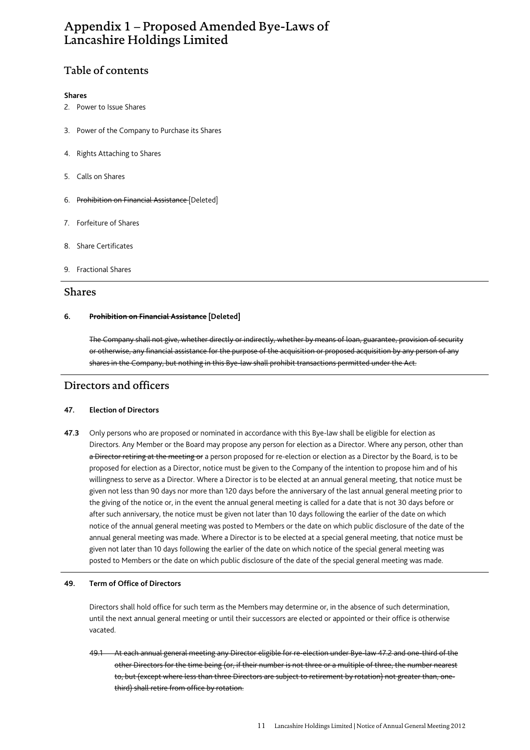# Appendix 1 – Proposed Amended Bye-Laws of Lancashire Holdings Limited

## Table of contents

**Shares**

2. Power to Issue Shares
3. Power of the Company to Purchase its Shares
4. Rights Attaching to Shares
5. Calls on Shares
6. ~~Prohibition on Financial Assistance~~ [Deleted]
7. Forfeiture of Shares
8. Share Certificates
9. Fractional Shares

## Shares

**6. ~~Prohibition on Financial Assistance~~ [Deleted]**

~~The Company shall not give, whether directly or indirectly, whether by means of loan, guarantee, provision of security or otherwise, any financial assistance for the purpose of the acquisition or proposed acquisition by any person of any shares in the Company, but nothing in this Bye-law shall prohibit transactions permitted under the Act.~~

## Directors and officers

**47. Election of Directors**

**47.3** Only persons who are proposed or nominated in accordance with this Bye-law shall be eligible for election as Directors. Any Member or the Board may propose any person for election as a Director. Where any person, other than ~~a Director retiring at the meeting or~~ a person proposed for re-election or election as a Director by the Board, is to be proposed for election as a Director, notice must be given to the Company of the intention to propose him and of his willingness to serve as a Director. Where a Director is to be elected at an annual general meeting, that notice must be given not less than 90 days nor more than 120 days before the anniversary of the last annual general meeting prior to the giving of the notice or, in the event the annual general meeting is called for a date that is not 30 days before or after such anniversary, the notice must be given not later than 10 days following the earlier of the date on which notice of the annual general meeting was posted to Members or the date on which public disclosure of the date of the annual general meeting was made. Where a Director is to be elected at a special general meeting, that notice must be given not later than 10 days following the earlier of the date on which notice of the special general meeting was posted to Members or the date on which public disclosure of the date of the special general meeting was made.

**49. Term of Office of Directors**

Directors shall hold office for such term as the Members may determine or, in the absence of such determination, until the next annual general meeting or until their successors are elected or appointed or their office is otherwise vacated.

~~49.1 At each annual general meeting any Director eligible for re-election under Bye-law 47.2 and one-third of the other Directors for the time being (or, if their number is not three or a multiple of three, the number nearest to, but (except where less than three Directors are subject to retirement by rotation) not greater than, one-third) shall retire from office by rotation.~~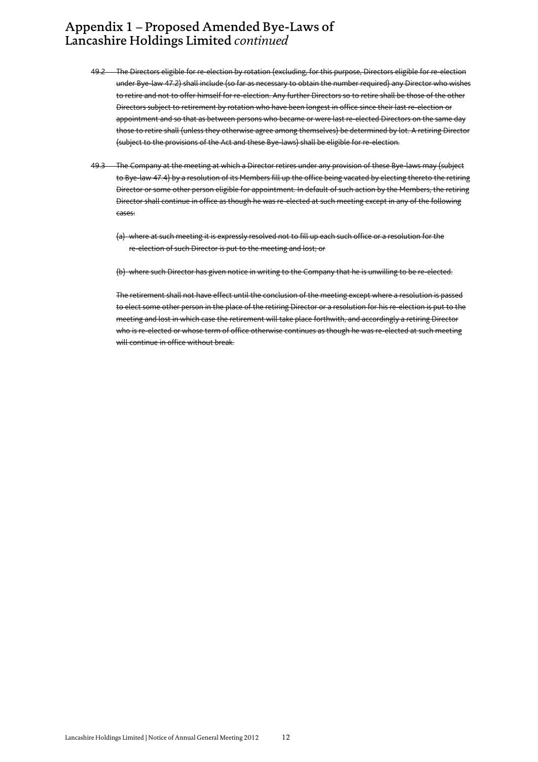# Appendix 1 – Proposed Amended Bye-Laws of Lancashire Holdings Limited *continued*

~~49.2 The Directors eligible for re-election by rotation (excluding, for this purpose, Directors eligible for re-election under Bye-law 47.2) shall include (so far as necessary to obtain the number required) any Director who wishes to retire and not to offer himself for re-election. Any further Directors so to retire shall be those of the other Directors subject to retirement by rotation who have been longest in office since their last re-election or appointment and so that as between persons who became or were last re-elected Directors on the same day those to retire shall (unless they otherwise agree among themselves) be determined by lot. A retiring Director (subject to the provisions of the Act and these Bye-laws) shall be eligible for re-election.~~

~~49.3 The Company at the meeting at which a Director retires under any provision of these Bye-laws may (subject to Bye-law 47.4) by a resolution of its Members fill up the office being vacated by electing thereto the retiring Director or some other person eligible for appointment. In default of such action by the Members, the retiring Director shall continue in office as though he was re-elected at such meeting except in any of the following cases:~~

~~(a) where at such meeting it is expressly resolved not to fill up each such office or a resolution for the re-election of such Director is put to the meeting and lost; or~~

~~(b) where such Director has given notice in writing to the Company that he is unwilling to be re-elected.~~

~~The retirement shall not have effect until the conclusion of the meeting except where a resolution is passed to elect some other person in the place of the retiring Director or a resolution for his re-election is put to the meeting and lost in which case the retirement will take place forthwith, and accordingly a retiring Director who is re-elected or whose term of office otherwise continues as though he was re-elected at such meeting will continue in office without break.~~